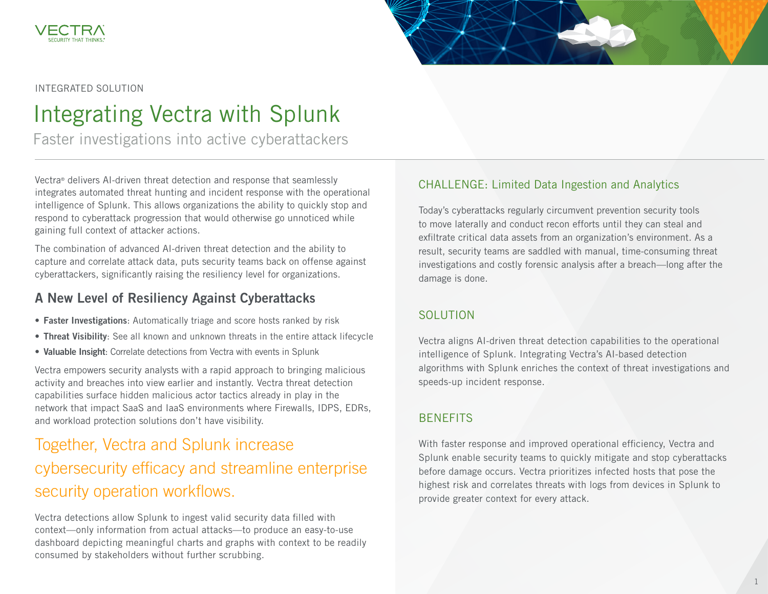INTEGRATED SOLUTION

# Integrating Vectra with Splunk

## Faster investigations into active cyberattackers

Vectra® delivers AI-driven threat detection and response that seamlessly integrates automated threat hunting and incident response with the operational intelligence of Splunk. This allows organizations the ability to quickly stop and respond to cyberattack progression that would otherwise go unnoticed while gaining full context of attacker actions.

The combination of advanced AI-driven threat detection and the ability to capture and correlate attack data, puts security teams back on offense against cyberattackers, significantly raising the resiliency level for organizations.

### A New Level of Resiliency Against Cyberattacks

- **Faster Investigations**: Automatically triage and score hosts ranked by risk
- **Threat Visibility**: See all known and unknown threats in the entire attack lifecycle
- **Valuable Insight**: Correlate detections from Vectra with events in Splunk

Vectra empowers security analysts with a rapid approach to bringing malicious activity and breaches into view earlier and instantly. Vectra threat detection capabilities surface hidden malicious actor tactics already in play in the network that impact SaaS and IaaS environments where Firewalls, IDPS, EDRs, and workload protection solutions don't have visibility.

Together, Vectra and Splunk increase cybersecurity efficacy and streamline enterprise security operation workflows.

Vectra detections allow Splunk to ingest valid security data filled with context—only information from actual attacks—to produce an easy-to-use dashboard depicting meaningful charts and graphs with context to be readily consumed by stakeholders without further scrubbing.

### CHALLENGE: Limited Data Ingestion and Analytics

Today's cyberattacks regularly circumvent prevention security tools to move laterally and conduct recon efforts until they can steal and exfiltrate critical data assets from an organization's environment. As a result, security teams are saddled with manual, time-consuming threat investigations and costly forensic analysis after a breach—long after the damage is done.

### SOLUTION

Vectra aligns AI-driven threat detection capabilities to the operational intelligence of Splunk. Integrating Vectra's AI-based detection algorithms with Splunk enriches the context of threat investigations and speeds-up incident response.

### BENEFITS

With faster response and improved operational efficiency, Vectra and Splunk enable security teams to quickly mitigate and stop cyberattacks before damage occurs. Vectra prioritizes infected hosts that pose the highest risk and correlates threats with logs from devices in Splunk to provide greater context for every attack.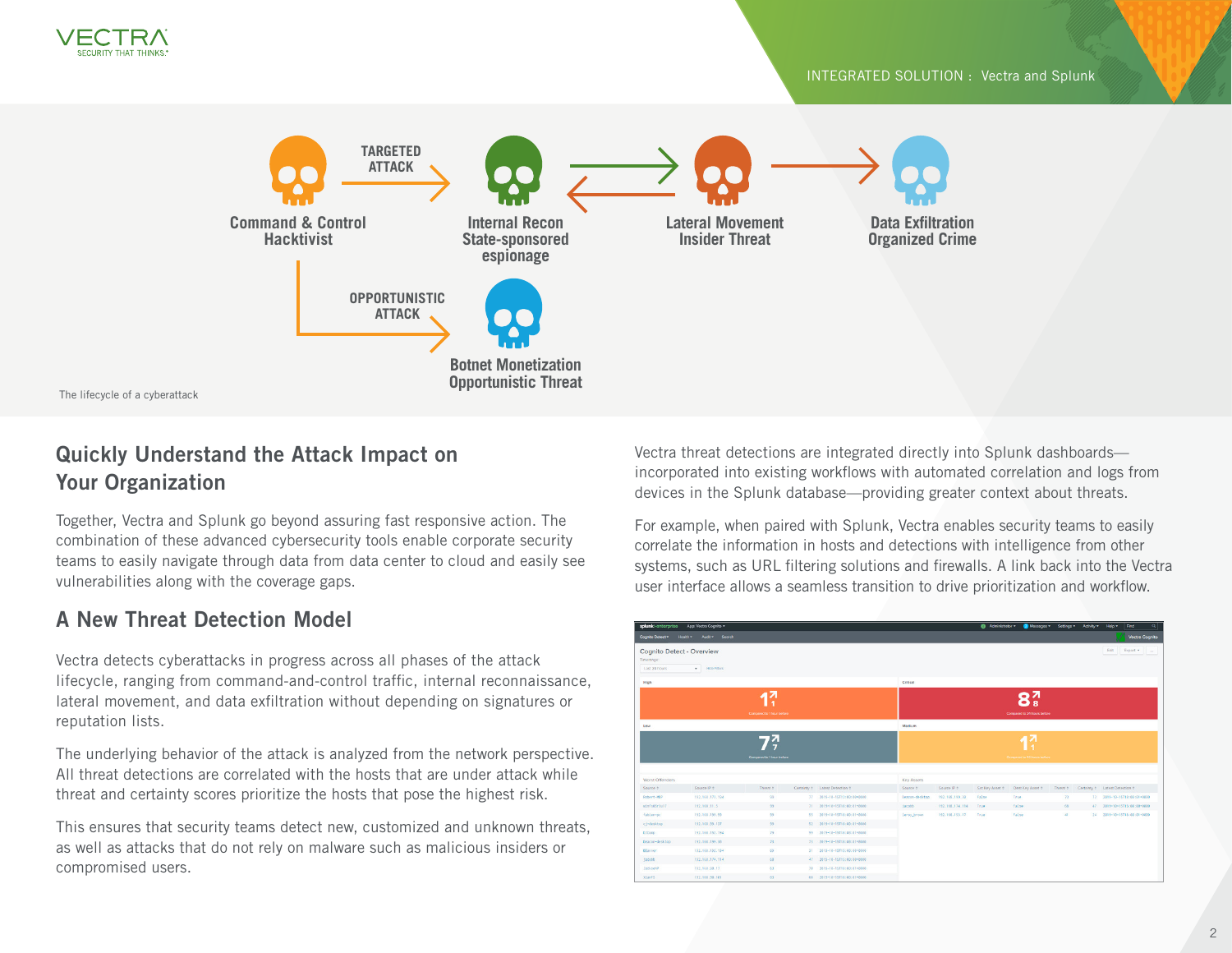TARGETED ATTACK

Command & Control
Hacktivist

Internal Recon
State-sponsored espionage

Lateral Movement
Insider Threat

Data Exfiltration
Organized Crime

OPPORTUNISTIC ATTACK

Botnet Monetization
Opportunistic Threat

The lifecycle of a cyberattack

## Quickly Understand the Attack Impact on Your Organization

Together, Vectra and Splunk go beyond assuring fast responsive action. The combination of these advanced cybersecurity tools enable corporate security teams to easily navigate through data from data center to cloud and easily see vulnerabilities along with the coverage gaps.

## A New Threat Detection Model

Vectra detects cyberattacks in progress across all phases of the attack lifecycle, ranging from command-and-control traffic, internal reconnaissance, lateral movement, and data exfiltration without depending on signatures or reputation lists.

The underlying behavior of the attack is analyzed from the network perspective. All threat detections are correlated with the hosts that are under attack while threat and certainty scores prioritize the hosts that pose the highest risk.

This ensures that security teams detect new, customized and unknown threats, as well as attacks that do not rely on malware such as malicious insiders or compromised users.

Vectra threat detections are integrated directly into Splunk dashboards—incorporated into existing workflows with automated correlation and logs from devices in the Splunk database—providing greater context about threats.

For example, when paired with Splunk, Vectra enables security teams to easily correlate the information in hosts and detections with intelligence from other systems, such as URL filtering solutions and firewalls. A link back into the Vectra user interface allows a seamless transition to drive prioritization and workflow.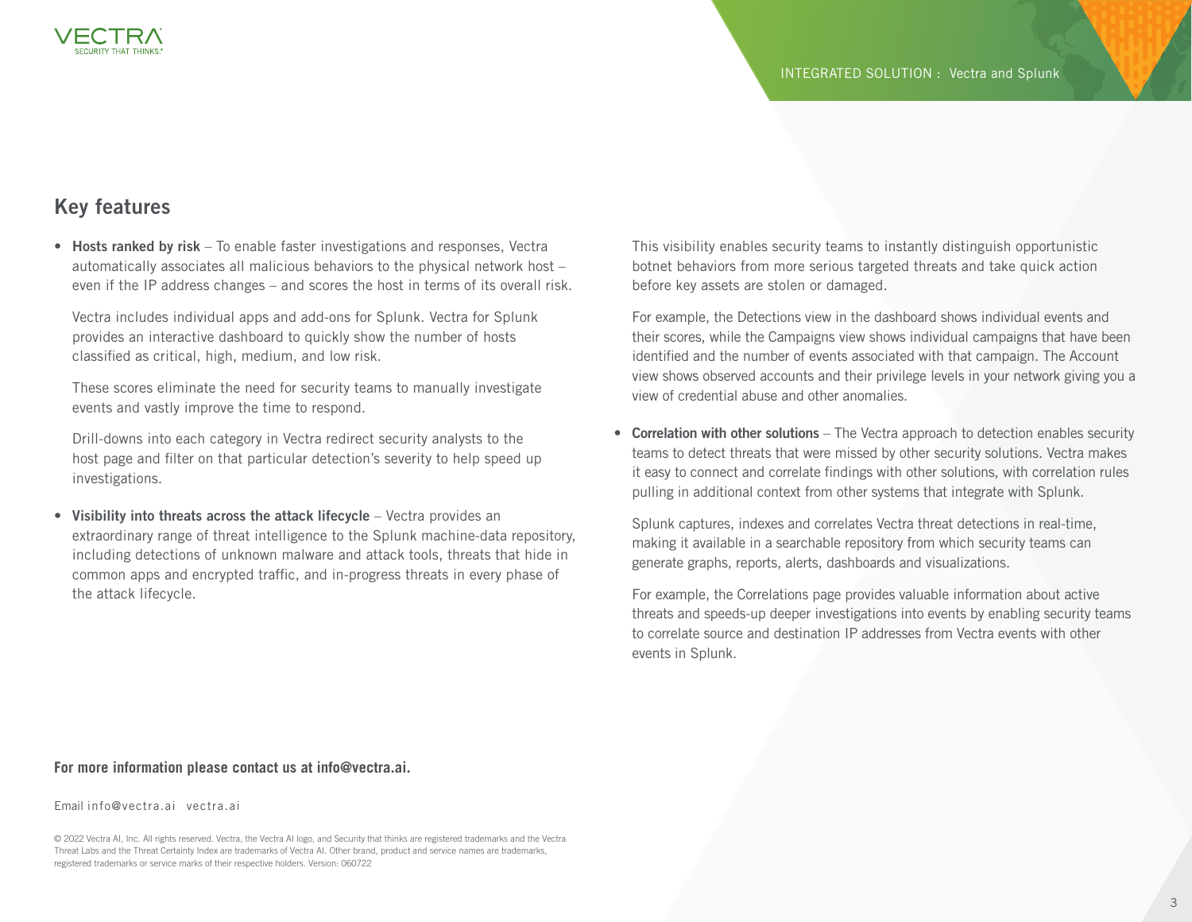## Key features

- **Hosts ranked by risk** – To enable faster investigations and responses, Vectra automatically associates all malicious behaviors to the physical network host – even if the IP address changes – and scores the host in terms of its overall risk.

  Vectra includes individual apps and add-ons for Splunk. Vectra for Splunk provides an interactive dashboard to quickly show the number of hosts classified as critical, high, medium, and low risk.

  These scores eliminate the need for security teams to manually investigate events and vastly improve the time to respond.

  Drill-downs into each category in Vectra redirect security analysts to the host page and filter on that particular detection's severity to help speed up investigations.

- **Visibility into threats across the attack lifecycle** – Vectra provides an extraordinary range of threat intelligence to the Splunk machine-data repository, including detections of unknown malware and attack tools, threats that hide in common apps and encrypted traffic, and in-progress threats in every phase of the attack lifecycle.

  This visibility enables security teams to instantly distinguish opportunistic botnet behaviors from more serious targeted threats and take quick action before key assets are stolen or damaged.

  For example, the Detections view in the dashboard shows individual events and their scores, while the Campaigns view shows individual campaigns that have been identified and the number of events associated with that campaign. The Account view shows observed accounts and their privilege levels in your network giving you a view of credential abuse and other anomalies.

- **Correlation with other solutions** – The Vectra approach to detection enables security teams to detect threats that were missed by other security solutions. Vectra makes it easy to connect and correlate findings with other solutions, with correlation rules pulling in additional context from other systems that integrate with Splunk.

  Splunk captures, indexes and correlates Vectra threat detections in real-time, making it available in a searchable repository from which security teams can generate graphs, reports, alerts, dashboards and visualizations.

  For example, the Correlations page provides valuable information about active threats and speeds-up deeper investigations into events by enabling security teams to correlate source and destination IP addresses from Vectra events with other events in Splunk.

**For more information please contact us at info@vectra.ai.**

Email info@vectra.ai vectra.ai

© 2022 Vectra AI, Inc. All rights reserved. Vectra, the Vectra AI logo, and Security that thinks are registered trademarks and the Vectra Threat Labs and the Threat Certainty Index are trademarks of Vectra AI. Other brand, product and service names are trademarks, registered trademarks or service marks of their respective holders. Version: 060722